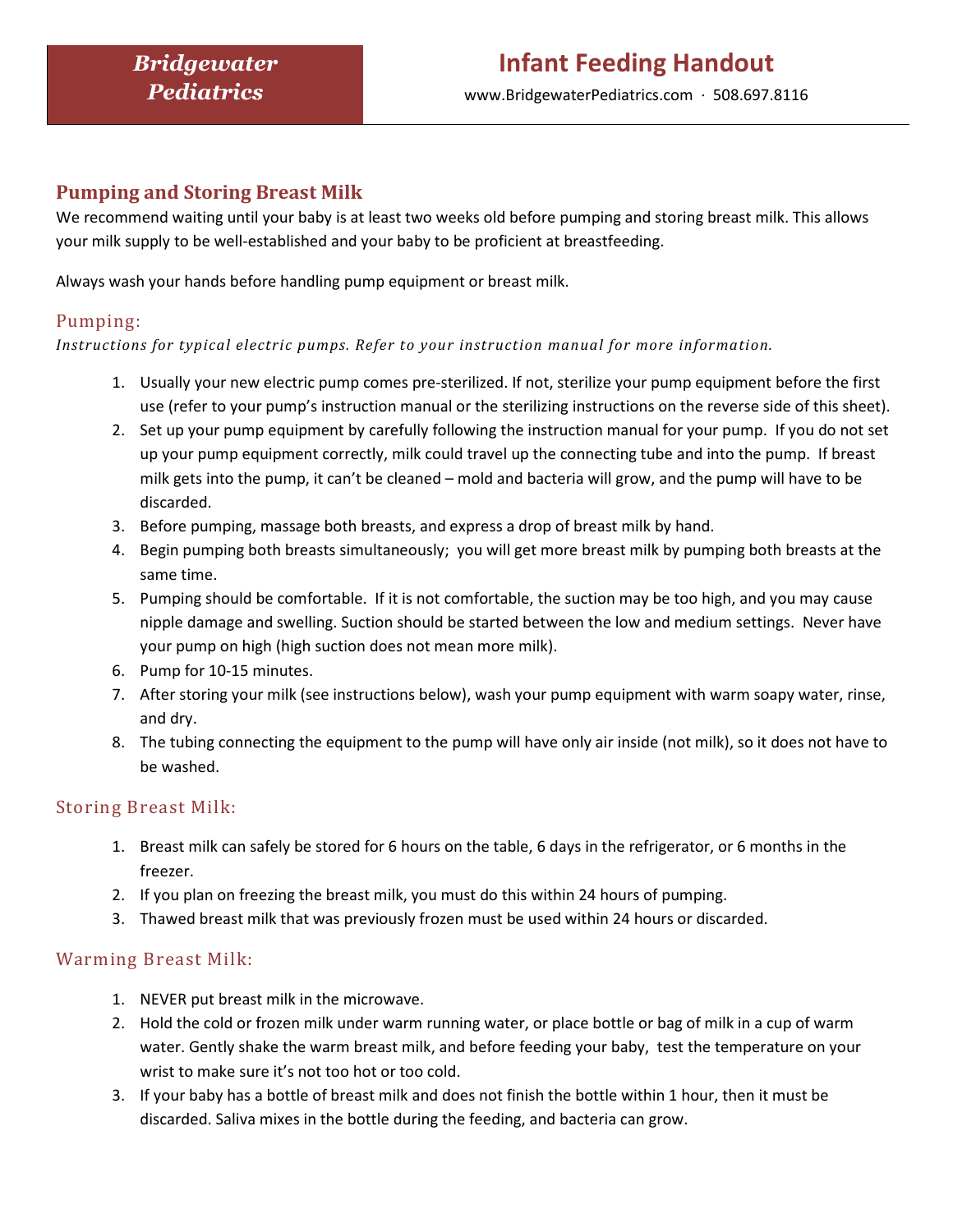**Bridgewater Pediatrics**

# Infant Feeding Handout

www.BridgewaterPediatrics.com · 508.697.8116

## Pumping and Storing Breast Milk

We recommend waiting until your baby is at least two weeks old before pumping and storing breast milk. This allows your milk supply to be well-established and your baby to be proficient at breastfeeding.

Always wash your hands before handling pump equipment or breast milk.

### Pumping:

*Instructions for typical electric pumps. Refer to your instruction manual for more information.*

1. Usually your new electric pump comes pre-sterilized. If not, sterilize your pump equipment before the first use (refer to your pump's instruction manual or the sterilizing instructions on the reverse side of this sheet).
2. Set up your pump equipment by carefully following the instruction manual for your pump. If you do not set up your pump equipment correctly, milk could travel up the connecting tube and into the pump. If breast milk gets into the pump, it can't be cleaned – mold and bacteria will grow, and the pump will have to be discarded.
3. Before pumping, massage both breasts, and express a drop of breast milk by hand.
4. Begin pumping both breasts simultaneously; you will get more breast milk by pumping both breasts at the same time.
5. Pumping should be comfortable. If it is not comfortable, the suction may be too high, and you may cause nipple damage and swelling. Suction should be started between the low and medium settings. Never have your pump on high (high suction does not mean more milk).
6. Pump for 10-15 minutes.
7. After storing your milk (see instructions below), wash your pump equipment with warm soapy water, rinse, and dry.
8. The tubing connecting the equipment to the pump will have only air inside (not milk), so it does not have to be washed.

### Storing Breast Milk:

1. Breast milk can safely be stored for 6 hours on the table, 6 days in the refrigerator, or 6 months in the freezer.
2. If you plan on freezing the breast milk, you must do this within 24 hours of pumping.
3. Thawed breast milk that was previously frozen must be used within 24 hours or discarded.

### Warming Breast Milk:

1. NEVER put breast milk in the microwave.
2. Hold the cold or frozen milk under warm running water, or place bottle or bag of milk in a cup of warm water. Gently shake the warm breast milk, and before feeding your baby, test the temperature on your wrist to make sure it's not too hot or too cold.
3. If your baby has a bottle of breast milk and does not finish the bottle within 1 hour, then it must be discarded. Saliva mixes in the bottle during the feeding, and bacteria can grow.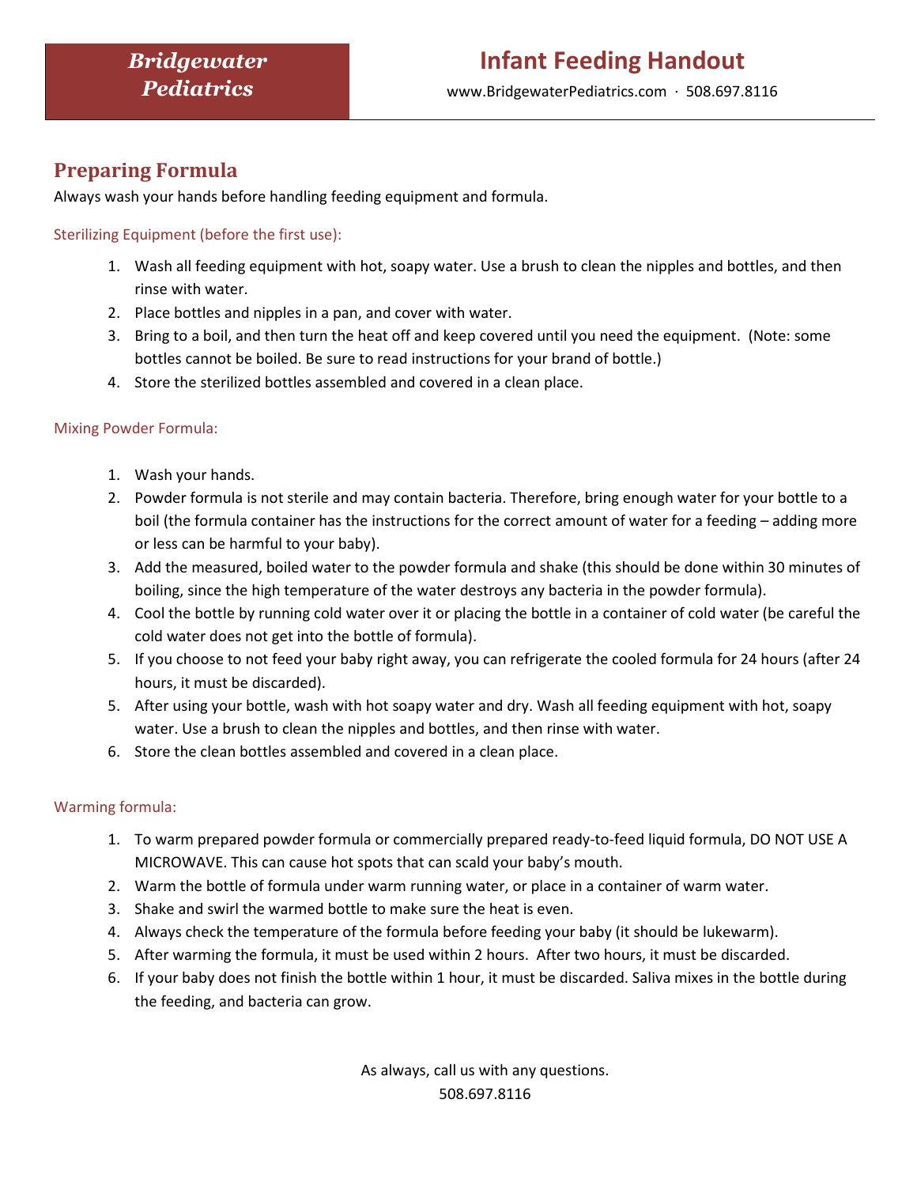**Bridgewater Pediatrics**

# Infant Feeding Handout

www.BridgewaterPediatrics.com · 508.697.8116

## Preparing Formula

Always wash your hands before handling feeding equipment and formula.

### Sterilizing Equipment (before the first use):

1. Wash all feeding equipment with hot, soapy water. Use a brush to clean the nipples and bottles, and then rinse with water.
2. Place bottles and nipples in a pan, and cover with water.
3. Bring to a boil, and then turn the heat off and keep covered until you need the equipment. (Note: some bottles cannot be boiled. Be sure to read instructions for your brand of bottle.)
4. Store the sterilized bottles assembled and covered in a clean place.

### Mixing Powder Formula:

1. Wash your hands.
2. Powder formula is not sterile and may contain bacteria. Therefore, bring enough water for your bottle to a boil (the formula container has the instructions for the correct amount of water for a feeding – adding more or less can be harmful to your baby).
3. Add the measured, boiled water to the powder formula and shake (this should be done within 30 minutes of boiling, since the high temperature of the water destroys any bacteria in the powder formula).
4. Cool the bottle by running cold water over it or placing the bottle in a container of cold water (be careful the cold water does not get into the bottle of formula).
5. If you choose to not feed your baby right away, you can refrigerate the cooled formula for 24 hours (after 24 hours, it must be discarded).
5. After using your bottle, wash with hot soapy water and dry. Wash all feeding equipment with hot, soapy water. Use a brush to clean the nipples and bottles, and then rinse with water.
6. Store the clean bottles assembled and covered in a clean place.

### Warming formula:

1. To warm prepared powder formula or commercially prepared ready-to-feed liquid formula, DO NOT USE A MICROWAVE. This can cause hot spots that can scald your baby's mouth.
2. Warm the bottle of formula under warm running water, or place in a container of warm water.
3. Shake and swirl the warmed bottle to make sure the heat is even.
4. Always check the temperature of the formula before feeding your baby (it should be lukewarm).
5. After warming the formula, it must be used within 2 hours. After two hours, it must be discarded.
6. If your baby does not finish the bottle within 1 hour, it must be discarded. Saliva mixes in the bottle during the feeding, and bacteria can grow.

As always, call us with any questions.
508.697.8116